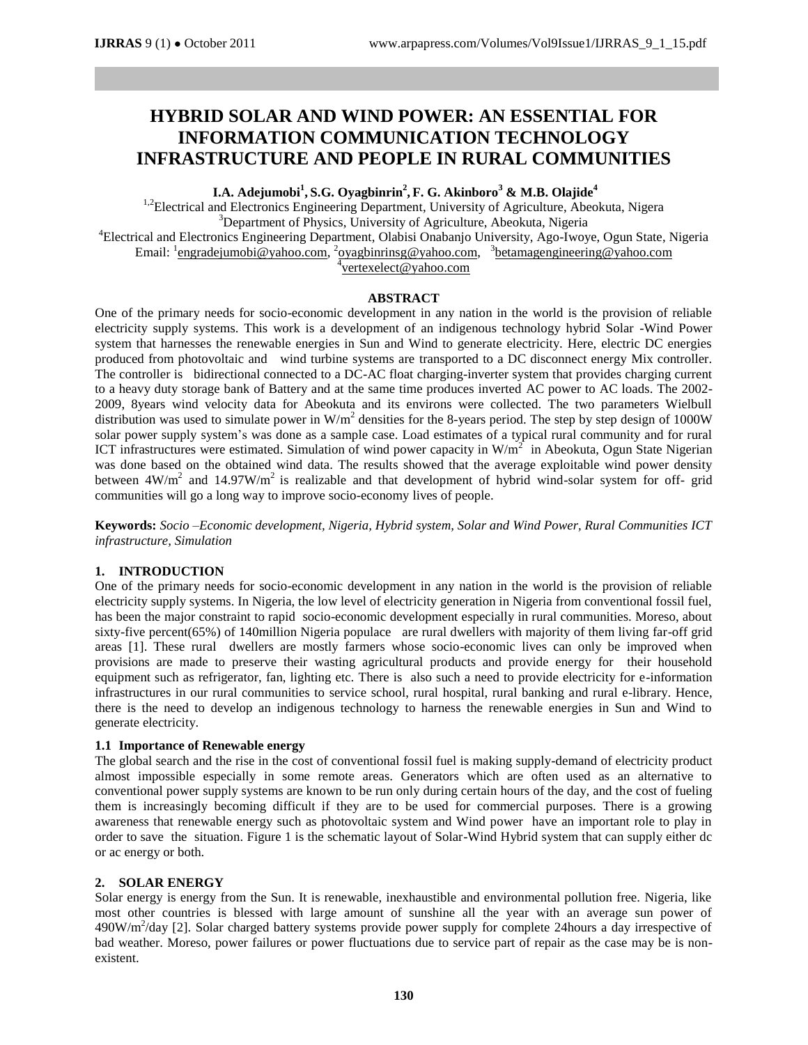# HYBRID SOLAR AND WIND POWER: AN ESSENTIAL FOR INFORMATION COMMUNICATION TECHNOLOGY INFRASTRUCTURE AND PEOPLE IN RURAL COMMUNITIES

**I.A. Adejumobi[1], S.G. Oyagbinrin[2], F. G. Akinboro[3] & M.B. Olajide[4]**

[1,2]Electrical and Electronics Engineering Department, University of Agriculture, Abeokuta, Nigera
[3]Department of Physics, University of Agriculture, Abeokuta, Nigeria
[4]Electrical and Electronics Engineering Department, Olabisi Onabanjo University, Ago-Iwoye, Ogun State, Nigeria
Email: [1]engradejumobi@yahoo.com, [2]oyagbinrinsg@yahoo.com, [3]betamagengineering@yahoo.com
[4]vertexelect@yahoo.com

## ABSTRACT

One of the primary needs for socio-economic development in any nation in the world is the provision of reliable electricity supply systems. This work is a development of an indigenous technology hybrid Solar -Wind Power system that harnesses the renewable energies in Sun and Wind to generate electricity. Here, electric DC energies produced from photovoltaic and wind turbine systems are transported to a DC disconnect energy Mix controller. The controller is bidirectional connected to a DC-AC float charging-inverter system that provides charging current to a heavy duty storage bank of Battery and at the same time produces inverted AC power to AC loads. The 2002-2009, 8years wind velocity data for Abeokuta and its environs were collected. The two parameters Wielbull distribution was used to simulate power in W/m$^2$ densities for the 8-years period. The step by step design of 1000W solar power supply system's was done as a sample case. Load estimates of a typical rural community and for rural ICT infrastructures were estimated. Simulation of wind power capacity in W/m$^2$ in Abeokuta, Ogun State Nigerian was done based on the obtained wind data. The results showed that the average exploitable wind power density between 4W/m$^2$ and 14.97W/m$^2$ is realizable and that development of hybrid wind-solar system for off- grid communities will go a long way to improve socio-economy lives of people.

**Keywords:** *Socio –Economic development, Nigeria, Hybrid system, Solar and Wind Power, Rural Communities ICT infrastructure, Simulation*

## 1. INTRODUCTION

One of the primary needs for socio-economic development in any nation in the world is the provision of reliable electricity supply systems. In Nigeria, the low level of electricity generation in Nigeria from conventional fossil fuel, has been the major constraint to rapid socio-economic development especially in rural communities. Moreso, about sixty-five percent(65%) of 140million Nigeria populace are rural dwellers with majority of them living far-off grid areas [1]. These rural dwellers are mostly farmers whose socio-economic lives can only be improved when provisions are made to preserve their wasting agricultural products and provide energy for their household equipment such as refrigerator, fan, lighting etc. There is also such a need to provide electricity for e-information infrastructures in our rural communities to service school, rural hospital, rural banking and rural e-library. Hence, there is the need to develop an indigenous technology to harness the renewable energies in Sun and Wind to generate electricity.

### 1.1 Importance of Renewable energy

The global search and the rise in the cost of conventional fossil fuel is making supply-demand of electricity product almost impossible especially in some remote areas. Generators which are often used as an alternative to conventional power supply systems are known to be run only during certain hours of the day, and the cost of fueling them is increasingly becoming difficult if they are to be used for commercial purposes. There is a growing awareness that renewable energy such as photovoltaic system and Wind power have an important role to play in order to save the situation. Figure 1 is the schematic layout of Solar-Wind Hybrid system that can supply either dc or ac energy or both.

## 2. SOLAR ENERGY

Solar energy is energy from the Sun. It is renewable, inexhaustible and environmental pollution free. Nigeria, like most other countries is blessed with large amount of sunshine all the year with an average sun power of 490W/m$^2$/day [2]. Solar charged battery systems provide power supply for complete 24hours a day irrespective of bad weather. Moreso, power failures or power fluctuations due to service part of repair as the case may be is non-existent.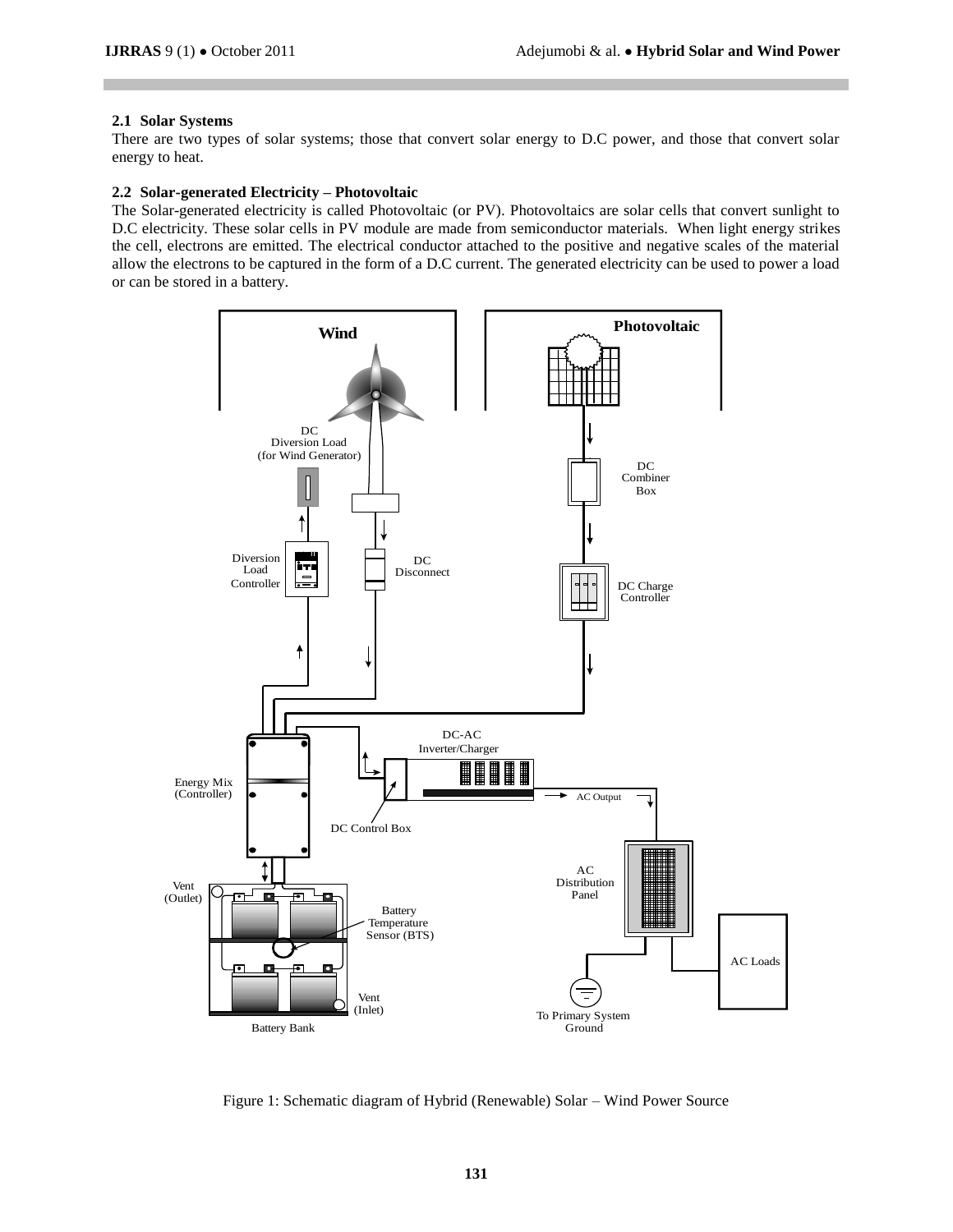### 2.1 Solar Systems

There are two types of solar systems; those that convert solar energy to D.C power, and those that convert solar energy to heat.

### 2.2 Solar-generated Electricity – Photovoltaic

The Solar-generated electricity is called Photovoltaic (or PV). Photovoltaics are solar cells that convert sunlight to D.C electricity. These solar cells in PV module are made from semiconductor materials. When light energy strikes the cell, electrons are emitted. The electrical conductor attached to the positive and negative scales of the material allow the electrons to be captured in the form of a D.C current. The generated electricity can be used to power a load or can be stored in a battery.

Figure 1: Schematic diagram of Hybrid (Renewable) Solar – Wind Power Source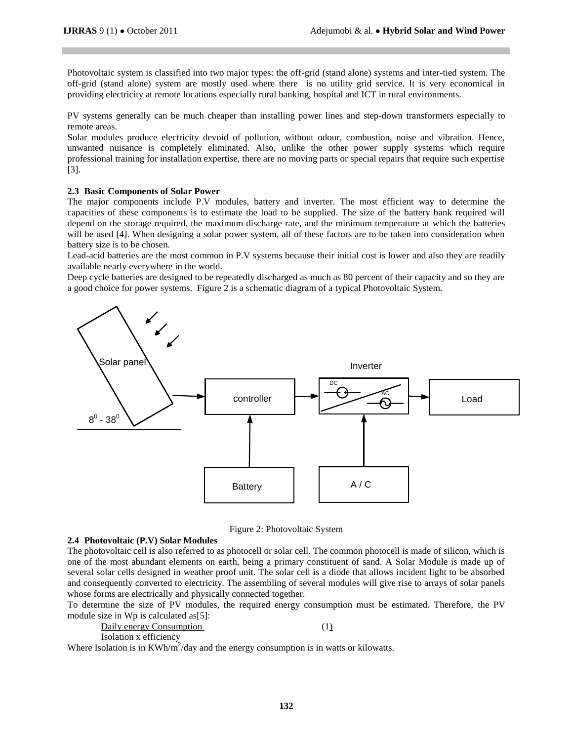Photovoltaic system is classified into two major types: the off-grid (stand alone) systems and inter-tied system. The off-grid (stand alone) system are mostly used where there is no utility grid service. It is very economical in providing electricity at remote locations especially rural banking, hospital and ICT in rural environments.

PV systems generally can be much cheaper than installing power lines and step-down transformers especially to remote areas.

Solar modules produce electricity devoid of pollution, without odour, combustion, noise and vibration. Hence, unwanted nuisance is completely eliminated. Also, unlike the other power supply systems which require professional training for installation expertise, there are no moving parts or special repairs that require such expertise [3].

### 2.3 Basic Components of Solar Power

The major components include P.V modules, battery and inverter. The most efficient way to determine the capacities of these components is to estimate the load to be supplied. The size of the battery bank required will depend on the storage required, the maximum discharge rate, and the minimum temperature at which the batteries will be used [4]. When designing a solar power system, all of these factors are to be taken into consideration when battery size is to be chosen.

Lead-acid batteries are the most common in P.V systems because their initial cost is lower and also they are readily available nearly everywhere in the world.

Deep cycle batteries are designed to be repeatedly discharged as much as 80 percent of their capacity and so they are a good choice for power systems. Figure 2 is a schematic diagram of a typical Photovoltaic System.

Figure 2: Photovoltaic System

### 2.4 Photovoltaic (P.V) Solar Modules

The photovoltaic cell is also referred to as photocell or solar cell. The common photocell is made of silicon, which is one of the most abundant elements on earth, being a primary constituent of sand. A Solar Module is made up of several solar cells designed in weather proof unit. The solar cell is a diode that allows incident light to be absorbed and consequently converted to electricity. The assembling of several modules will give rise to arrays of solar panels whose forms are electrically and physically connected together.

To determine the size of PV modules, the required energy consumption must be estimated. Therefore, the PV module size in Wp is calculated as[5]:

$$\frac{\text{Daily energy Consumption}}{\text{Isolation x efficiency}} \quad (1)$$

Where Isolation is in $KWh/m^2/day$ and the energy consumption is in watts or kilowatts.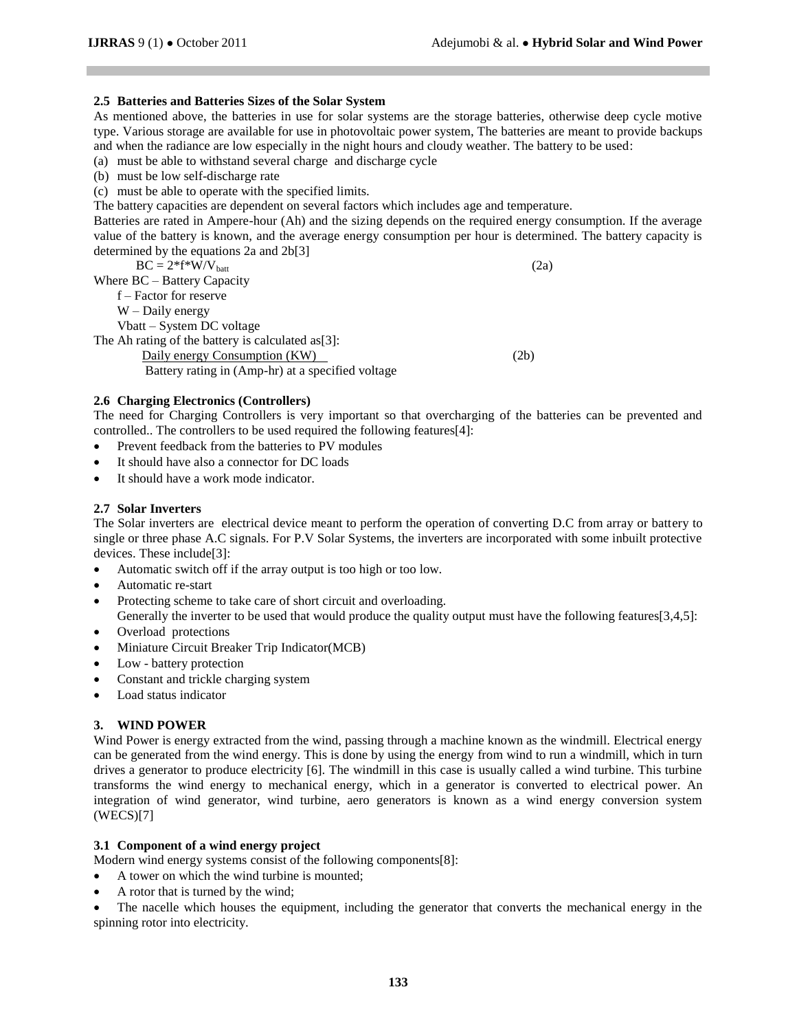### 2.5 Batteries and Batteries Sizes of the Solar System

As mentioned above, the batteries in use for solar systems are the storage batteries, otherwise deep cycle motive type. Various storage are available for use in photovoltaic power system, The batteries are meant to provide backups and when the radiance are low especially in the night hours and cloudy weather. The battery to be used:

(a) must be able to withstand several charge and discharge cycle
(b) must be low self-discharge rate
(c) must be able to operate with the specified limits.

The battery capacities are dependent on several factors which includes age and temperature.

Batteries are rated in Ampere-hour (Ah) and the sizing depends on the required energy consumption. If the average value of the battery is known, and the average energy consumption per hour is determined. The battery capacity is determined by the equations 2a and 2b[3]

$$BC = 2 * f * W / V_{batt} \tag{2a}$$

Where BC – Battery Capacity
f – Factor for reserve
W – Daily energy
Vbatt – System DC voltage

The Ah rating of the battery is calculated as[3]:

$$\frac{\text{Daily energy Consumption (KW)}}{\text{Battery rating in (Amp-hr) at a specified voltage}} \tag{2b}$$

### 2.6 Charging Electronics (Controllers)

The need for Charging Controllers is very important so that overcharging of the batteries can be prevented and controlled.. The controllers to be used required the following features[4]:

- Prevent feedback from the batteries to PV modules
- It should have also a connector for DC loads
- It should have a work mode indicator.

### 2.7 Solar Inverters

The Solar inverters are electrical device meant to perform the operation of converting D.C from array or battery to single or three phase A.C signals. For P.V Solar Systems, the inverters are incorporated with some inbuilt protective devices. These include[3]:

- Automatic switch off if the array output is too high or too low.
- Automatic re-start
- Protecting scheme to take care of short circuit and overloading.

Generally the inverter to be used that would produce the quality output must have the following features[3,4,5]:

- Overload protections
- Miniature Circuit Breaker Trip Indicator(MCB)
- Low - battery protection
- Constant and trickle charging system
- Load status indicator

## 3. WIND POWER

Wind Power is energy extracted from the wind, passing through a machine known as the windmill. Electrical energy can be generated from the wind energy. This is done by using the energy from wind to run a windmill, which in turn drives a generator to produce electricity [6]. The windmill in this case is usually called a wind turbine. This turbine transforms the wind energy to mechanical energy, which in a generator is converted to electrical power. An integration of wind generator, wind turbine, aero generators is known as a wind energy conversion system (WECS)[7]

### 3.1 Component of a wind energy project

Modern wind energy systems consist of the following components[8]:

- A tower on which the wind turbine is mounted;
- A rotor that is turned by the wind;
- The nacelle which houses the equipment, including the generator that converts the mechanical energy in the spinning rotor into electricity.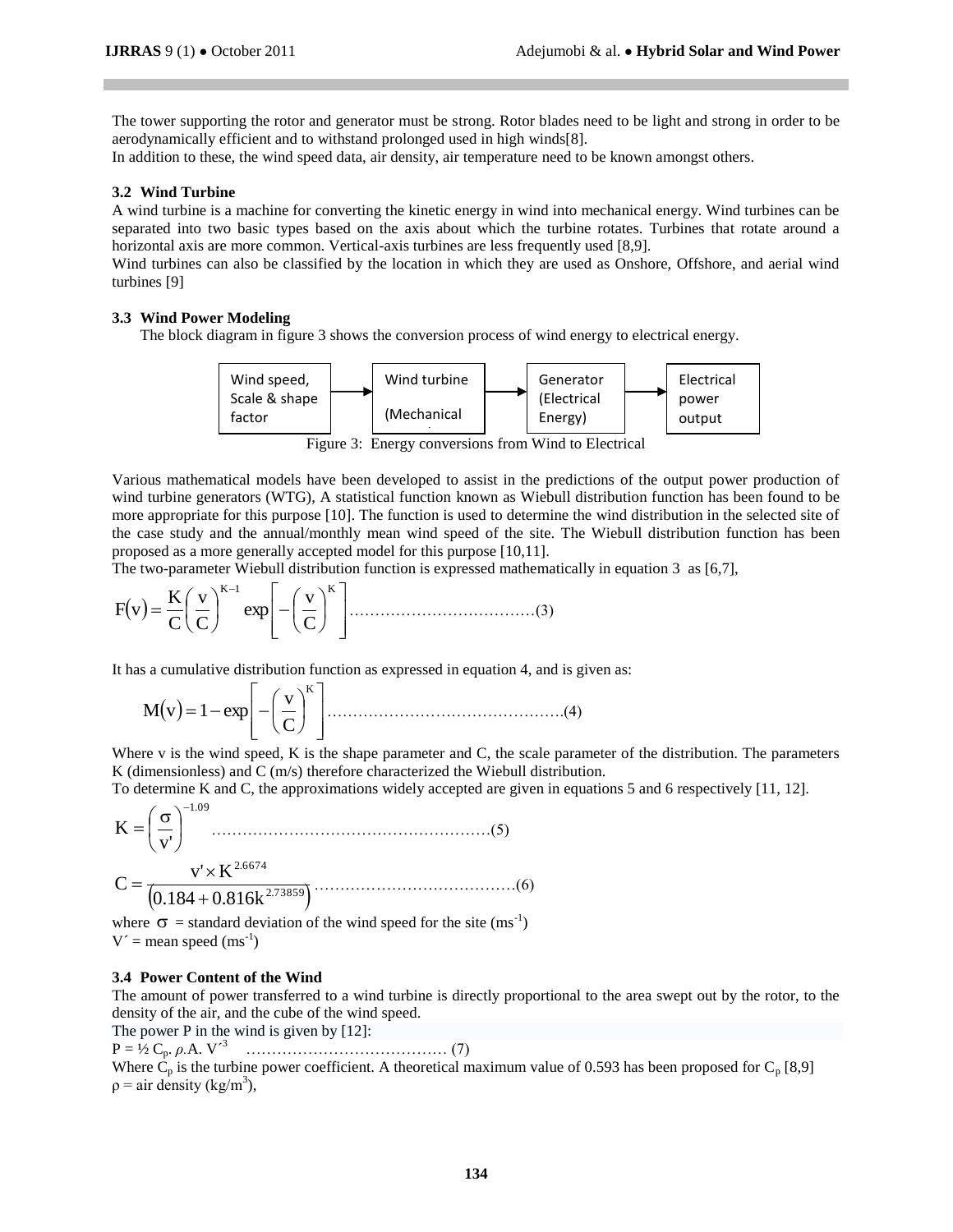The tower supporting the rotor and generator must be strong. Rotor blades need to be light and strong in order to be aerodynamically efficient and to withstand prolonged used in high winds[8].

In addition to these, the wind speed data, air density, air temperature need to be known amongst others.

### 3.2 Wind Turbine

A wind turbine is a machine for converting the kinetic energy in wind into mechanical energy. Wind turbines can be separated into two basic types based on the axis about which the turbine rotates. Turbines that rotate around a horizontal axis are more common. Vertical-axis turbines are less frequently used [8,9].

Wind turbines can also be classified by the location in which they are used as Onshore, Offshore, and aerial wind turbines [9]

### 3.3 Wind Power Modeling

The block diagram in figure 3 shows the conversion process of wind energy to electrical energy.

Wind speed, Scale & shape factor → Wind turbine (Mechanical → Generator (Electrical Energy) → Electrical power output

Figure 3: Energy conversions from Wind to Electrical

Various mathematical models have been developed to assist in the predictions of the output power production of wind turbine generators (WTG), A statistical function known as Wiebull distribution function has been found to be more appropriate for this purpose [10]. The function is used to determine the wind distribution in the selected site of the case study and the annual/monthly mean wind speed of the site. The Wiebull distribution function has been proposed as a more generally accepted model for this purpose [10,11].

The two-parameter Wiebull distribution function is expressed mathematically in equation 3 as [6,7],

$$F(v) = \frac{K}{C}\left(\frac{v}{C}\right)^{K-1} \exp\left[-\left(\frac{v}{C}\right)^{K}\right] \quad \text{.....................................(3)}$$

It has a cumulative distribution function as expressed in equation 4, and is given as:

$$M(v) = 1 - \exp\left[-\left(\frac{v}{C}\right)^{K}\right] \quad \text{..............................................(4)}$$

Where v is the wind speed, K is the shape parameter and C, the scale parameter of the distribution. The parameters K (dimensionless) and C (m/s) therefore characterized the Wiebull distribution.

To determine K and C, the approximations widely accepted are given in equations 5 and 6 respectively [11, 12].

$$K = \left(\frac{\sigma}{v'}\right)^{-1.09} \quad \text{......................................................(5)}$$

$$C = \frac{v' \times K^{2.6674}}{\left(0.184 + 0.816k^{2.73859}\right)} \quad \text{......................................(6)}$$

where $\sigma$ = standard deviation of the wind speed for the site ($ms^{-1}$)

$V'$ = mean speed ($ms^{-1}$)

### 3.4 Power Content of the Wind

The amount of power transferred to a wind turbine is directly proportional to the area swept out by the rotor, to the density of the air, and the cube of the wind speed.

The power P in the wind is given by [12]:

$P = ½\, C_p.\, \rho.A.\, V'^3$ ...................................... (7)

Where $C_p$ is the turbine power coefficient. A theoretical maximum value of 0.593 has been proposed for $C_p$ [8,9]

$\rho$ = air density ($kg/m^3$),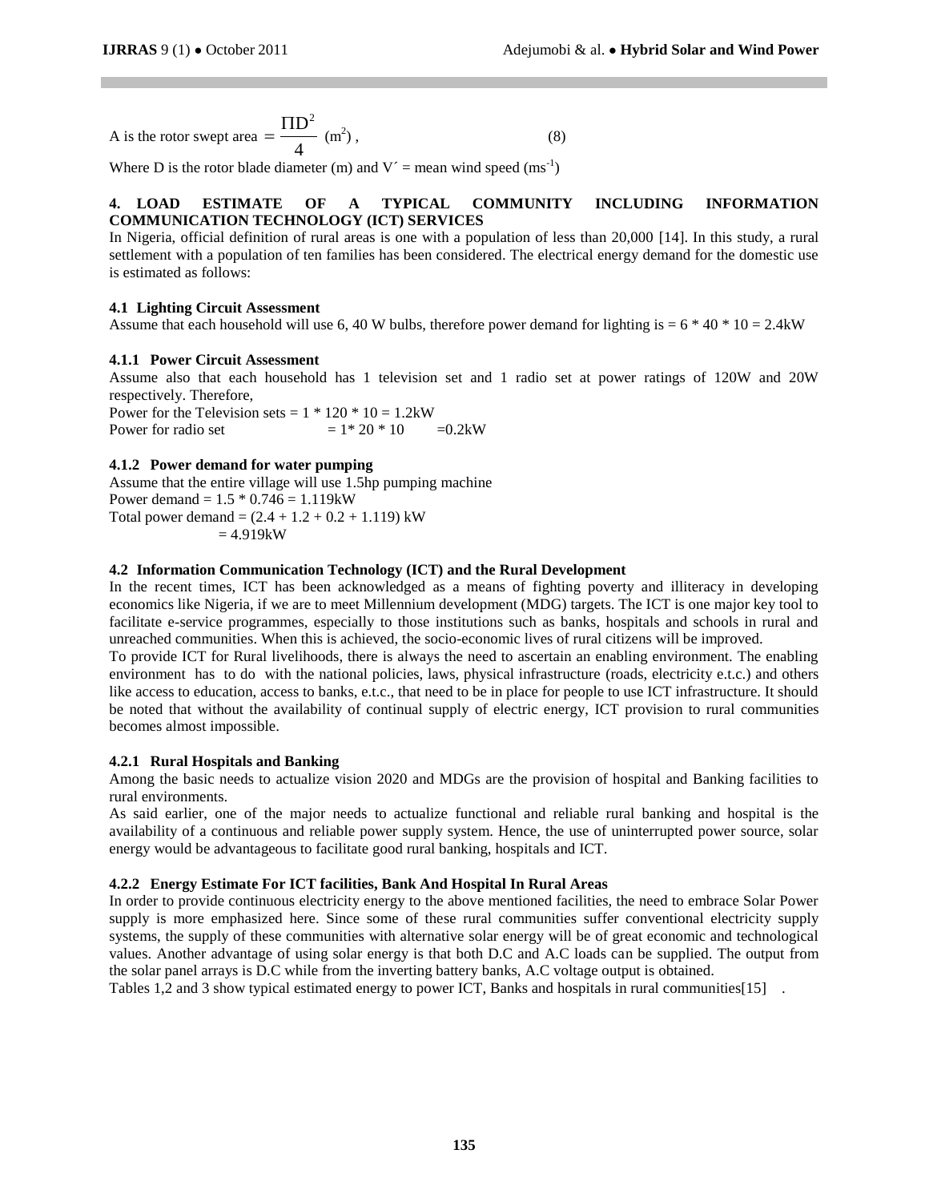A is the rotor swept area $= \frac{\Pi D^2}{4}$ ($m^2$) , (8)

Where D is the rotor blade diameter (m) and $V'$ = mean wind speed ($ms^{-1}$)

## 4. LOAD ESTIMATE OF A TYPICAL COMMUNITY INCLUDING INFORMATION COMMUNICATION TECHNOLOGY (ICT) SERVICES

In Nigeria, official definition of rural areas is one with a population of less than 20,000 [14]. In this study, a rural settlement with a population of ten families has been considered. The electrical energy demand for the domestic use is estimated as follows:

### 4.1 Lighting Circuit Assessment

Assume that each household will use 6, 40 W bulbs, therefore power demand for lighting is = 6 * 40 * 10 = 2.4kW

#### 4.1.1 Power Circuit Assessment

Assume also that each household has 1 television set and 1 radio set at power ratings of 120W and 20W respectively. Therefore,

Power for the Television sets = 1 * 120 * 10 = 1.2kW

Power for radio set = 1* 20 * 10 =0.2kW

#### 4.1.2 Power demand for water pumping

Assume that the entire village will use 1.5hp pumping machine

Power demand = 1.5 * 0.746 = 1.119kW

Total power demand = (2.4 + 1.2 + 0.2 + 1.119) kW

= 4.919kW

### 4.2 Information Communication Technology (ICT) and the Rural Development

In the recent times, ICT has been acknowledged as a means of fighting poverty and illiteracy in developing economics like Nigeria, if we are to meet Millennium development (MDG) targets. The ICT is one major key tool to facilitate e-service programmes, especially to those institutions such as banks, hospitals and schools in rural and unreached communities. When this is achieved, the socio-economic lives of rural citizens will be improved.

To provide ICT for Rural livelihoods, there is always the need to ascertain an enabling environment. The enabling environment has to do with the national policies, laws, physical infrastructure (roads, electricity e.t.c.) and others like access to education, access to banks, e.t.c., that need to be in place for people to use ICT infrastructure. It should be noted that without the availability of continual supply of electric energy, ICT provision to rural communities becomes almost impossible.

#### 4.2.1 Rural Hospitals and Banking

Among the basic needs to actualize vision 2020 and MDGs are the provision of hospital and Banking facilities to rural environments.

As said earlier, one of the major needs to actualize functional and reliable rural banking and hospital is the availability of a continuous and reliable power supply system. Hence, the use of uninterrupted power source, solar energy would be advantageous to facilitate good rural banking, hospitals and ICT.

#### 4.2.2 Energy Estimate For ICT facilities, Bank And Hospital In Rural Areas

In order to provide continuous electricity energy to the above mentioned facilities, the need to embrace Solar Power supply is more emphasized here. Since some of these rural communities suffer conventional electricity supply systems, the supply of these communities with alternative solar energy will be of great economic and technological values. Another advantage of using solar energy is that both D.C and A.C loads can be supplied. The output from the solar panel arrays is D.C while from the inverting battery banks, A.C voltage output is obtained.

Tables 1,2 and 3 show typical estimated energy to power ICT, Banks and hospitals in rural communities[15] .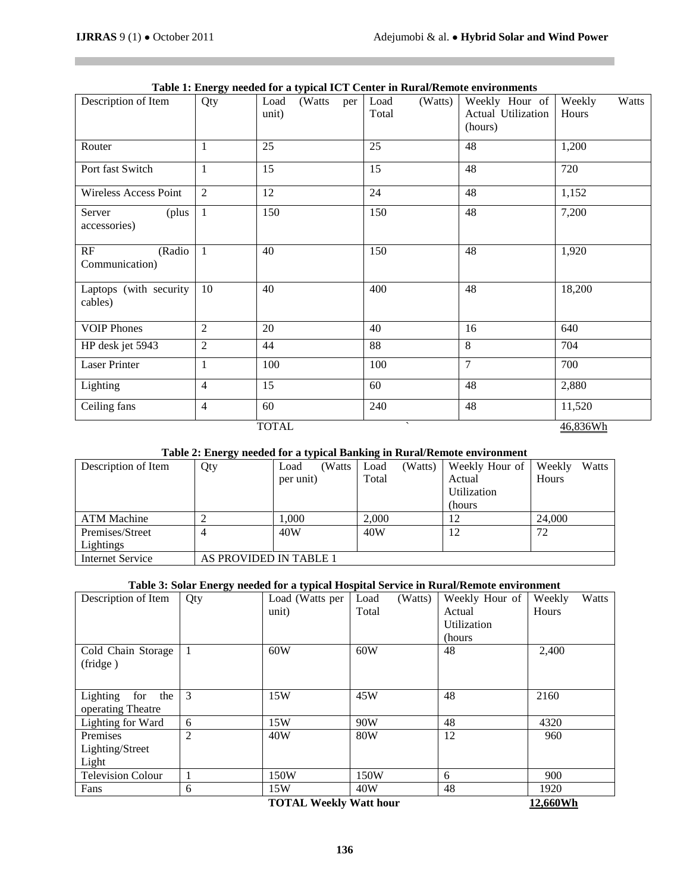**Table 1: Energy needed for a typical ICT Center in Rural/Remote environments**

| Description of Item | Qty | Load (Watts per unit) | Load (Watts) Total | Weekly Hour of Actual Utilization (hours) | Weekly Watts Hours |
|---|---|---|---|---|---|
| Router | 1 | 25 | 25 | 48 | 1,200 |
| Port fast Switch | 1 | 15 | 15 | 48 | 720 |
| Wireless Access Point | 2 | 12 | 24 | 48 | 1,152 |
| Server (plus accessories) | 1 | 150 | 150 | 48 | 7,200 |
| RF (Radio Communication) | 1 | 40 | 150 | 48 | 1,920 |
| Laptops (with security cables) | 10 | 40 | 400 | 48 | 18,200 |
| VOIP Phones | 2 | 20 | 40 | 16 | 640 |
| HP desk jet 5943 | 2 | 44 | 88 | 8 | 704 |
| Laser Printer | 1 | 100 | 100 | 7 | 700 |
| Lighting | 4 | 15 | 60 | 48 | 2,880 |
| Ceiling fans | 4 | 60 | 240 | 48 | 11,520 |
| | | TOTAL | ` | | 46,836Wh |

**Table 2: Energy needed for a typical Banking in Rural/Remote environment**

| Description of Item | Qty | Load (Watts per unit) | Load (Watts) Total | Weekly Hour of Actual Utilization (hours | Weekly Watts Hours |
|---|---|---|---|---|---|
| ATM Machine | 2 | 1,000 | 2,000 | 12 | 24,000 |
| Premises/Street Lightings | 4 | 40W | 40W | 12 | 72 |
| Internet Service | AS PROVIDED IN TABLE 1 | | | | |

**Table 3: Solar Energy needed for a typical Hospital Service in Rural/Remote environment**

| Description of Item | Qty | Load (Watts per unit) | Load (Watts) Total | Weekly Hour of Actual Utilization (hours | Weekly Watts Hours |
|---|---|---|---|---|---|
| Cold Chain Storage (fridge ) | 1 | 60W | 60W | 48 | 2,400 |
| Lighting for the operating Theatre | 3 | 15W | 45W | 48 | 2160 |
| Lighting for Ward | 6 | 15W | 90W | 48 | 4320 |
| Premises Lighting/Street Light | 2 | 40W | 80W | 12 | 960 |
| Television Colour | 1 | 150W | 150W | 6 | 900 |
| Fans | 6 | 15W | 40W | 48 | 1920 |
| | | **TOTAL Weekly Watt hour** | | | **12,660Wh** |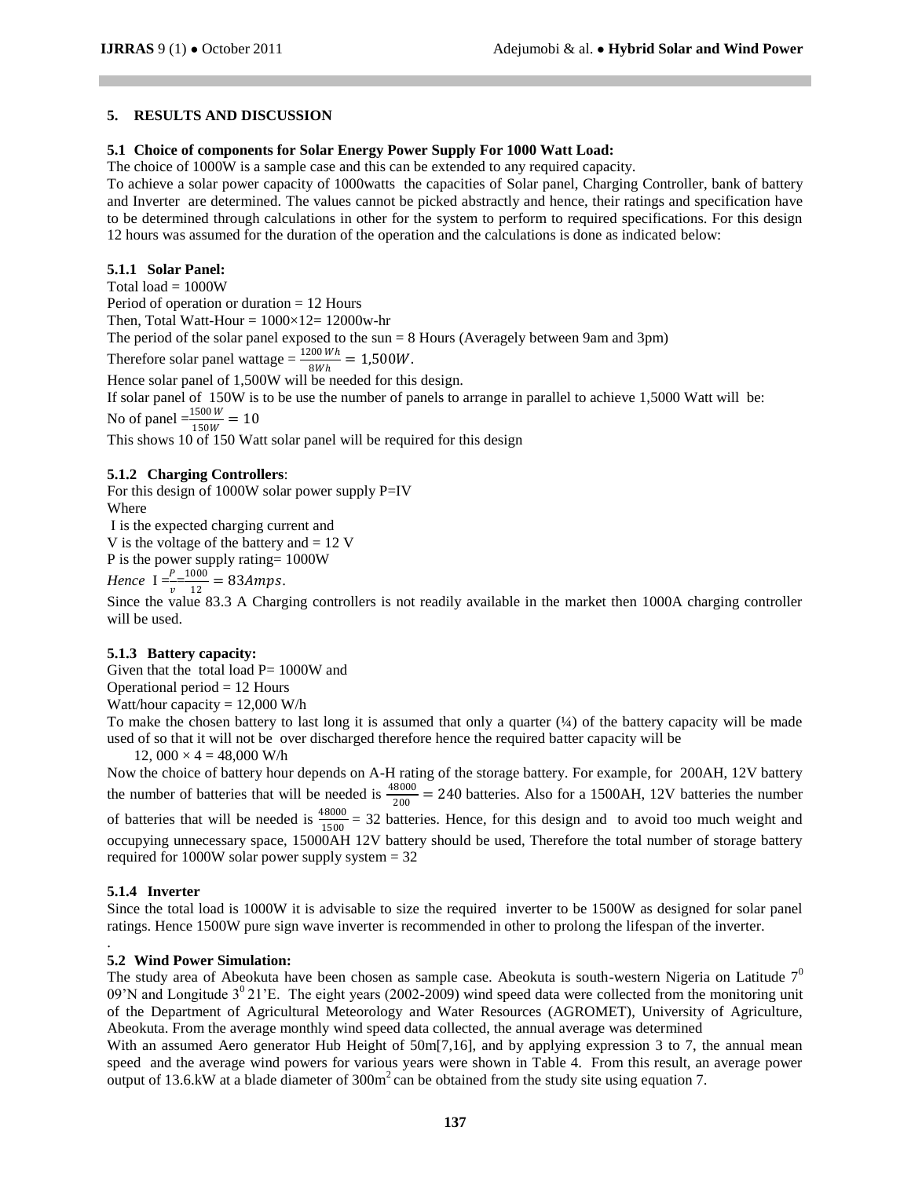## 5. RESULTS AND DISCUSSION

### 5.1 Choice of components for Solar Energy Power Supply For 1000 Watt Load:

The choice of 1000W is a sample case and this can be extended to any required capacity.

To achieve a solar power capacity of 1000watts the capacities of Solar panel, Charging Controller, bank of battery and Inverter are determined. The values cannot be picked abstractly and hence, their ratings and specification have to be determined through calculations in other for the system to perform to required specifications. For this design 12 hours was assumed for the duration of the operation and the calculations is done as indicated below:

#### 5.1.1 Solar Panel:

Total load = 1000W

Period of operation or duration = 12 Hours

Then, Total Watt-Hour = 1000×12= 12000w-hr

The period of the solar panel exposed to the sun = 8 Hours (Averagely between 9am and 3pm)

Therefore solar panel wattage = $\frac{1200\,Wh}{8Wh} = 1{,}500W$.

Hence solar panel of 1,500W will be needed for this design.

If solar panel of 150W is to be use the number of panels to arrange in parallel to achieve 1,5000 Watt will be:

No of panel $= \frac{1500\,W}{150W} = 10$

This shows 10 of 150 Watt solar panel will be required for this design

#### 5.1.2 Charging Controllers:

For this design of 1000W solar power supply P=IV

Where

I is the expected charging current and

V is the voltage of the battery and = 12 V

P is the power supply rating= 1000W

*Hence* $I = \frac{P}{v} = \frac{1000}{12} = 83Amps$.

Since the value 83.3 A Charging controllers is not readily available in the market then 1000A charging controller will be used.

#### 5.1.3 Battery capacity:

Given that the total load P= 1000W and

Operational period = 12 Hours

Watt/hour capacity = 12,000 W/h

To make the chosen battery to last long it is assumed that only a quarter (¼) of the battery capacity will be made used of so that it will not be over discharged therefore hence the required batter capacity will be

12, 000 × 4 = 48,000 W/h

Now the choice of battery hour depends on A-H rating of the storage battery. For example, for 200AH, 12V battery the number of batteries that will be needed is $\frac{48000}{200} = 240$ batteries. Also for a 1500AH, 12V batteries the number of batteries that will be needed is $\frac{48000}{1500} = 32$ batteries. Hence, for this design and to avoid too much weight and occupying unnecessary space, 15000AH 12V battery should be used, Therefore the total number of storage battery required for 1000W solar power supply system = 32

#### 5.1.4 Inverter

Since the total load is 1000W it is advisable to size the required inverter to be 1500W as designed for solar panel ratings. Hence 1500W pure sign wave inverter is recommended in other to prolong the lifespan of the inverter.

### 5.2 Wind Power Simulation:

The study area of Abeokuta have been chosen as sample case. Abeokuta is south-western Nigeria on Latitude $7^0$ 09'N and Longitude $3^0$ 21'E. The eight years (2002-2009) wind speed data were collected from the monitoring unit of the Department of Agricultural Meteorology and Water Resources (AGROMET), University of Agriculture, Abeokuta. From the average monthly wind speed data collected, the annual average was determined

With an assumed Aero generator Hub Height of 50m[7,16], and by applying expression 3 to 7, the annual mean speed and the average wind powers for various years were shown in Table 4. From this result, an average power output of 13.6.kW at a blade diameter of 300m$^2$ can be obtained from the study site using equation 7.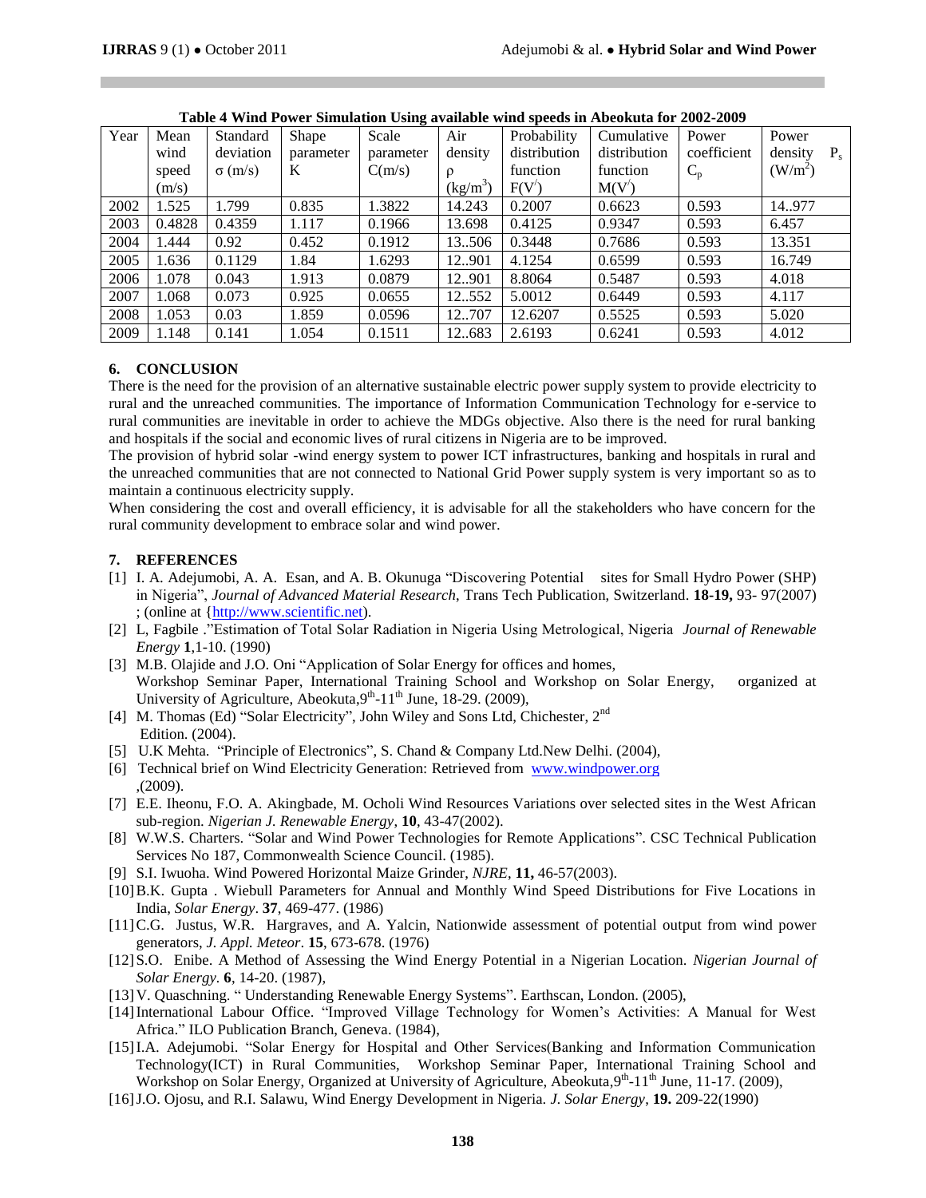**Table 4 Wind Power Simulation Using available wind speeds in Abeokuta for 2002-2009**

| Year | Mean wind speed (m/s) | Standard deviation σ (m/s) | Shape parameter K | Scale parameter C(m/s) | Air density ρ ($kg/m^3$) | Probability distribution function F(V′) | Cumulative distribution function M(V′) | Power coefficient $C_p$ | Power density $P_s$ ($W/m^2$) |
|---|---|---|---|---|---|---|---|---|---|
| 2002 | 1.525 | 1.799 | 0.835 | 1.3822 | 14.243 | 0.2007 | 0.6623 | 0.593 | 14..977 |
| 2003 | 0.4828 | 0.4359 | 1.117 | 0.1966 | 13.698 | 0.4125 | 0.9347 | 0.593 | 6.457 |
| 2004 | 1.444 | 0.92 | 0.452 | 0.1912 | 13..506 | 0.3448 | 0.7686 | 0.593 | 13.351 |
| 2005 | 1.636 | 0.1129 | 1.84 | 1.6293 | 12..901 | 4.1254 | 0.6599 | 0.593 | 16.749 |
| 2006 | 1.078 | 0.043 | 1.913 | 0.0879 | 12..901 | 8.8064 | 0.5487 | 0.593 | 4.018 |
| 2007 | 1.068 | 0.073 | 0.925 | 0.0655 | 12..552 | 5.0012 | 0.6449 | 0.593 | 4.117 |
| 2008 | 1.053 | 0.03 | 1.859 | 0.0596 | 12..707 | 12.6207 | 0.5525 | 0.593 | 5.020 |
| 2009 | 1.148 | 0.141 | 1.054 | 0.1511 | 12..683 | 2.6193 | 0.6241 | 0.593 | 4.012 |

## 6. CONCLUSION

There is the need for the provision of an alternative sustainable electric power supply system to provide electricity to rural and the unreached communities. The importance of Information Communication Technology for e-service to rural communities are inevitable in order to achieve the MDGs objective. Also there is the need for rural banking and hospitals if the social and economic lives of rural citizens in Nigeria are to be improved.

The provision of hybrid solar -wind energy system to power ICT infrastructures, banking and hospitals in rural and the unreached communities that are not connected to National Grid Power supply system is very important so as to maintain a continuous electricity supply.

When considering the cost and overall efficiency, it is advisable for all the stakeholders who have concern for the rural community development to embrace solar and wind power.

## 7. REFERENCES

[1] I. A. Adejumobi, A. A. Esan, and A. B. Okunuga "Discovering Potential sites for Small Hydro Power (SHP) in Nigeria", *Journal of Advanced Material Research*, Trans Tech Publication, Switzerland. **18-19,** 93- 97(2007) ; (online at {http://www.scientific.net).

[2] L, Fagbile ."Estimation of Total Solar Radiation in Nigeria Using Metrological, Nigeria *Journal of Renewable Energy* **1**,1-10. (1990)

[3] M.B. Olajide and J.O. Oni "Application of Solar Energy for offices and homes, Workshop Seminar Paper, International Training School and Workshop on Solar Energy, organized at University of Agriculture, Abeokuta,9th-11th June, 18-29. (2009),

[4] M. Thomas (Ed) "Solar Electricity", John Wiley and Sons Ltd, Chichester, 2nd Edition. (2004).

[5] U.K Mehta. "Principle of Electronics", S. Chand & Company Ltd.New Delhi. (2004),

[6] Technical brief on Wind Electricity Generation: Retrieved from www.windpower.org ,(2009).

[7] E.E. Iheonu, F.O. A. Akingbade, M. Ocholi Wind Resources Variations over selected sites in the West African sub-region. *Nigerian J. Renewable Energy*, **10**, 43-47(2002).

[8] W.W.S. Charters. "Solar and Wind Power Technologies for Remote Applications". CSC Technical Publication Services No 187, Commonwealth Science Council. (1985).

[9] S.I. Iwuoha. Wind Powered Horizontal Maize Grinder, *NJRE*, **11,** 46-57(2003).

[10] B.K. Gupta . Wiebull Parameters for Annual and Monthly Wind Speed Distributions for Five Locations in India, *Solar Energy*. **37**, 469-477. (1986)

[11] C.G. Justus, W.R. Hargraves, and A. Yalcin, Nationwide assessment of potential output from wind power generators, *J. Appl. Meteor*. **15**, 673-678. (1976)

[12] S.O. Enibe. A Method of Assessing the Wind Energy Potential in a Nigerian Location. *Nigerian Journal of Solar Energy*. **6**, 14-20. (1987),

[13] V. Quaschning. " Understanding Renewable Energy Systems". Earthscan, London. (2005),

[14] International Labour Office. "Improved Village Technology for Women's Activities: A Manual for West Africa." ILO Publication Branch, Geneva. (1984),

[15] I.A. Adejumobi. "Solar Energy for Hospital and Other Services(Banking and Information Communication Technology(ICT) in Rural Communities, Workshop Seminar Paper, International Training School and Workshop on Solar Energy, Organized at University of Agriculture, Abeokuta,9th-11th June, 11-17. (2009),

[16] J.O. Ojosu, and R.I. Salawu, Wind Energy Development in Nigeria. *J. Solar Energy*, **19.** 209-22(1990)